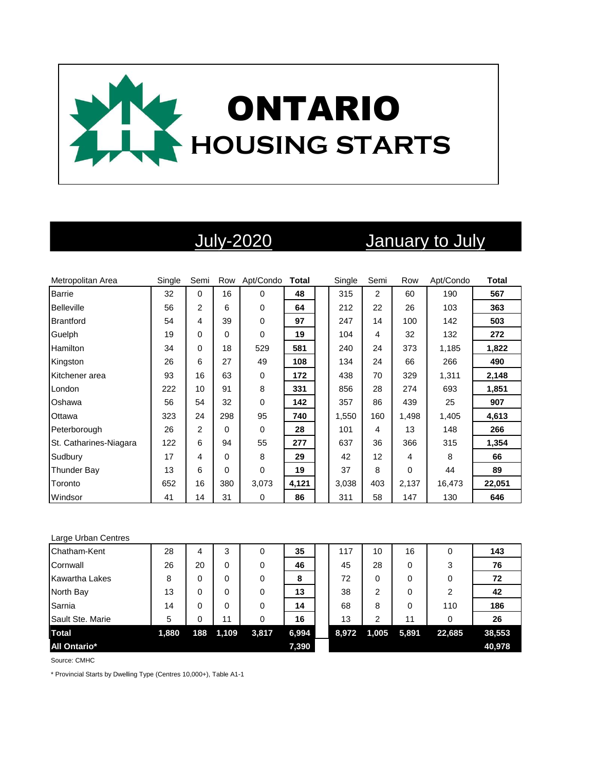# ONTARIO
## HOUSING STARTS

| | July-2020 | | | | | January to July | | | | |
|---|---|---|---|---|---|---|---|---|---|---|
| Metropolitan Area | Single | Semi | Row | Apt/Condo | Total | Single | Semi | Row | Apt/Condo | Total |
| Barrie | 32 | 0 | 16 | 0 | **48** | 315 | 2 | 60 | 190 | **567** |
| Belleville | 56 | 2 | 6 | 0 | **64** | 212 | 22 | 26 | 103 | **363** |
| Brantford | 54 | 4 | 39 | 0 | **97** | 247 | 14 | 100 | 142 | **503** |
| Guelph | 19 | 0 | 0 | 0 | **19** | 104 | 4 | 32 | 132 | **272** |
| Hamilton | 34 | 0 | 18 | 529 | **581** | 240 | 24 | 373 | 1,185 | **1,822** |
| Kingston | 26 | 6 | 27 | 49 | **108** | 134 | 24 | 66 | 266 | **490** |
| Kitchener area | 93 | 16 | 63 | 0 | **172** | 438 | 70 | 329 | 1,311 | **2,148** |
| London | 222 | 10 | 91 | 8 | **331** | 856 | 28 | 274 | 693 | **1,851** |
| Oshawa | 56 | 54 | 32 | 0 | **142** | 357 | 86 | 439 | 25 | **907** |
| Ottawa | 323 | 24 | 298 | 95 | **740** | 1,550 | 160 | 1,498 | 1,405 | **4,613** |
| Peterborough | 26 | 2 | 0 | 0 | **28** | 101 | 4 | 13 | 148 | **266** |
| St. Catharines-Niagara | 122 | 6 | 94 | 55 | **277** | 637 | 36 | 366 | 315 | **1,354** |
| Sudbury | 17 | 4 | 0 | 8 | **29** | 42 | 12 | 4 | 8 | **66** |
| Thunder Bay | 13 | 6 | 0 | 0 | **19** | 37 | 8 | 0 | 44 | **89** |
| Toronto | 652 | 16 | 380 | 3,073 | **4,121** | 3,038 | 403 | 2,137 | 16,473 | **22,051** |
| Windsor | 41 | 14 | 31 | 0 | **86** | 311 | 58 | 147 | 130 | **646** |
| Large Urban Centres | | | | | | | | | | |
| Chatham-Kent | 28 | 4 | 3 | 0 | **35** | 117 | 10 | 16 | 0 | **143** |
| Cornwall | 26 | 20 | 0 | 0 | **46** | 45 | 28 | 0 | 3 | **76** |
| Kawartha Lakes | 8 | 0 | 0 | 0 | **8** | 72 | 0 | 0 | 0 | **72** |
| North Bay | 13 | 0 | 0 | 0 | **13** | 38 | 2 | 0 | 2 | **42** |
| Sarnia | 14 | 0 | 0 | 0 | **14** | 68 | 8 | 0 | 110 | **186** |
| Sault Ste. Marie | 5 | 0 | 11 | 0 | **16** | 13 | 2 | 11 | 0 | **26** |
| **Total** | **1,880** | **188** | **1,109** | **3,817** | **6,994** | **8,972** | **1,005** | **5,891** | **22,685** | **38,553** |
| **All Ontario*** | | | | | **7,390** | | | | | **40,978** |

Source: CMHC

* Provincial Starts by Dwelling Type (Centres 10,000+), Table A1-1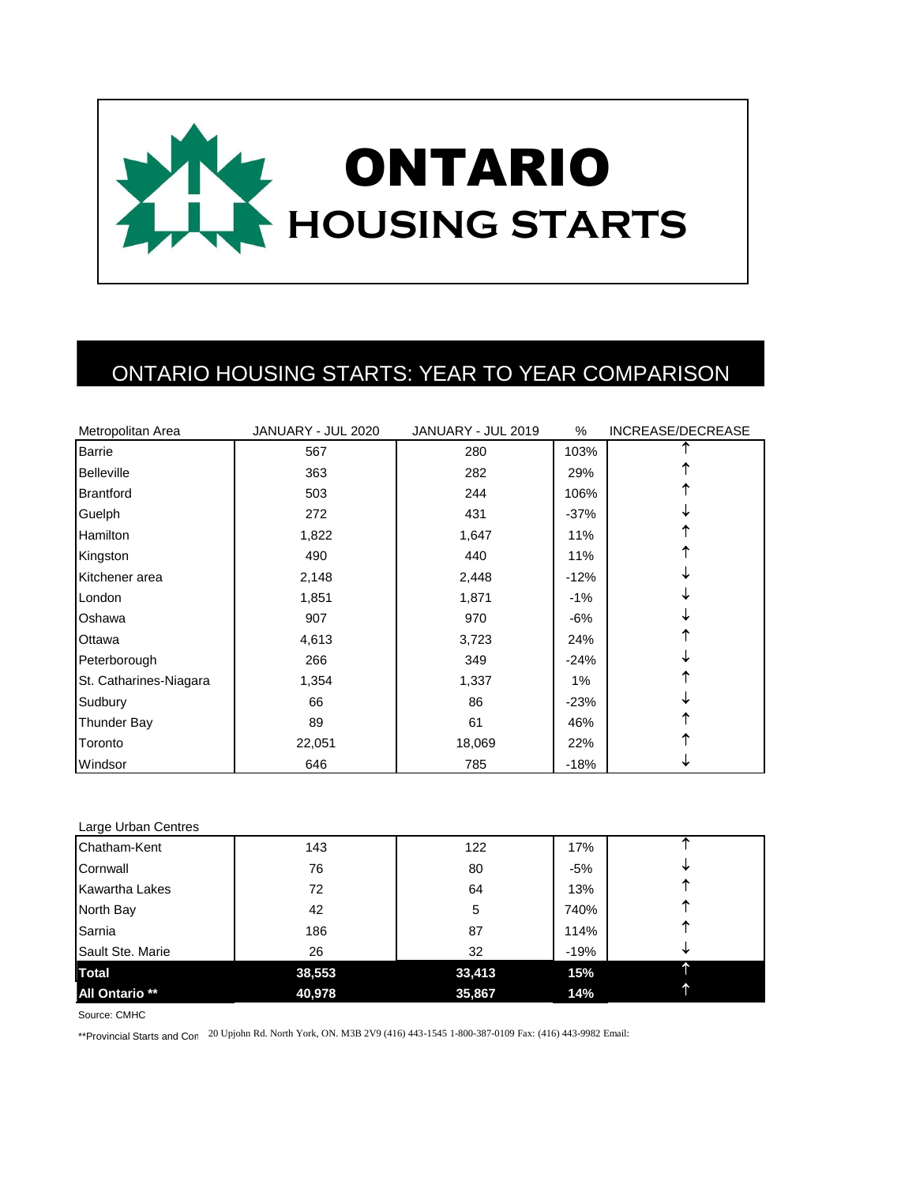# ONTARIO HOUSING STARTS

## ONTARIO HOUSING STARTS: YEAR TO YEAR COMPARISON

| Metropolitan Area | JANUARY - JUL 2020 | JANUARY - JUL 2019 | % | INCREASE/DECREASE |
|---|---|---|---|---|
| Barrie | 567 | 280 | 103% | ↑ |
| Belleville | 363 | 282 | 29% | ↑ |
| Brantford | 503 | 244 | 106% | ↑ |
| Guelph | 272 | 431 | -37% | ↓ |
| Hamilton | 1,822 | 1,647 | 11% | ↑ |
| Kingston | 490 | 440 | 11% | ↑ |
| Kitchener area | 2,148 | 2,448 | -12% | ↓ |
| London | 1,851 | 1,871 | -1% | ↓ |
| Oshawa | 907 | 970 | -6% | ↓ |
| Ottawa | 4,613 | 3,723 | 24% | ↑ |
| Peterborough | 266 | 349 | -24% | ↓ |
| St. Catharines-Niagara | 1,354 | 1,337 | 1% | ↑ |
| Sudbury | 66 | 86 | -23% | ↓ |
| Thunder Bay | 89 | 61 | 46% | ↑ |
| Toronto | 22,051 | 18,069 | 22% | ↑ |
| Windsor | 646 | 785 | -18% | ↓ |

| Large Urban Centres | | | | |
|---|---|---|---|---|
| Chatham-Kent | 143 | 122 | 17% | ↑ |
| Cornwall | 76 | 80 | -5% | ↓ |
| Kawartha Lakes | 72 | 64 | 13% | ↑ |
| North Bay | 42 | 5 | 740% | ↑ |
| Sarnia | 186 | 87 | 114% | ↑ |
| Sault Ste. Marie | 26 | 32 | -19% | ↓ |
| **Total** | **38,553** | **33,413** | **15%** | ↑ |
| **All Ontario \*\*** | **40,978** | **35,867** | **14%** | ↑ |

Source: CMHC

**Provincial Starts and Con 20 Upjohn Rd. North York, ON. M3B 2V9 (416) 443-1545 1-800-387-0109 Fax: (416) 443-9982 Email: